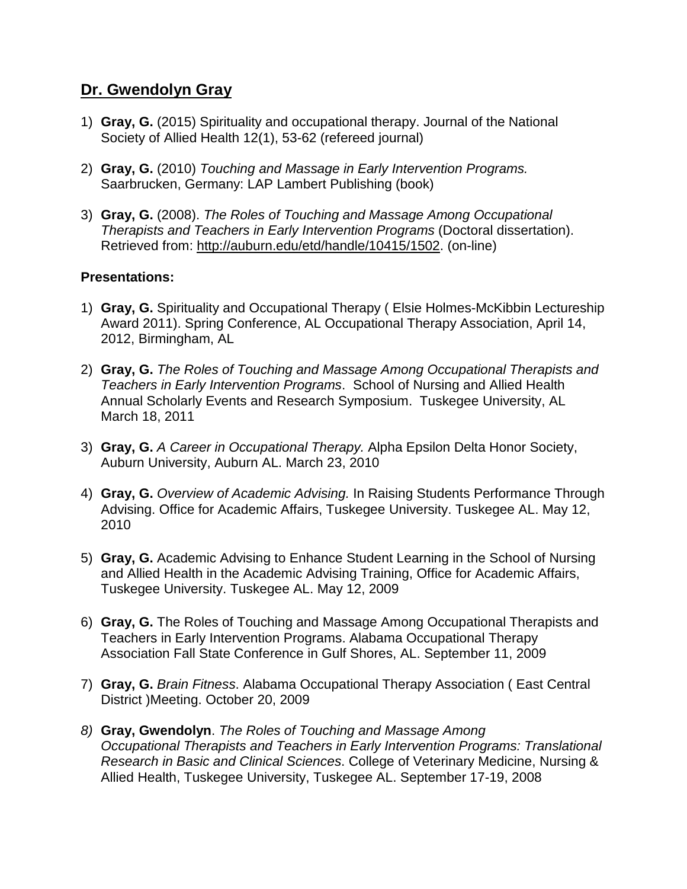## Dr. Gwendolyn Gray

1) **Gray, G.** (2015) Spirituality and occupational therapy. Journal of the National Society of Allied Health 12(1), 53-62 (refereed journal)

2) **Gray, G.** (2010) *Touching and Massage in Early Intervention Programs.* Saarbrucken, Germany: LAP Lambert Publishing (book)

3) **Gray, G.** (2008). *The Roles of Touching and Massage Among Occupational Therapists and Teachers in Early Intervention Programs* (Doctoral dissertation). Retrieved from: http://auburn.edu/etd/handle/10415/1502. (on-line)

**Presentations:**

1) **Gray, G.** Spirituality and Occupational Therapy ( Elsie Holmes-McKibbin Lectureship Award 2011). Spring Conference, AL Occupational Therapy Association, April 14, 2012, Birmingham, AL

2) **Gray, G.** *The Roles of Touching and Massage Among Occupational Therapists and Teachers in Early Intervention Programs*. School of Nursing and Allied Health Annual Scholarly Events and Research Symposium. Tuskegee University, AL March 18, 2011

3) **Gray, G.** *A Career in Occupational Therapy.* Alpha Epsilon Delta Honor Society, Auburn University, Auburn AL. March 23, 2010

4) **Gray, G.** *Overview of Academic Advising.* In Raising Students Performance Through Advising. Office for Academic Affairs, Tuskegee University. Tuskegee AL. May 12, 2010

5) **Gray, G.** Academic Advising to Enhance Student Learning in the School of Nursing and Allied Health in the Academic Advising Training, Office for Academic Affairs, Tuskegee University. Tuskegee AL. May 12, 2009

6) **Gray, G.** The Roles of Touching and Massage Among Occupational Therapists and Teachers in Early Intervention Programs. Alabama Occupational Therapy Association Fall State Conference in Gulf Shores, AL. September 11, 2009

7) **Gray, G.** *Brain Fitness*. Alabama Occupational Therapy Association ( East Central District )Meeting. October 20, 2009

8) **Gray, Gwendolyn**. *The Roles of Touching and Massage Among Occupational Therapists and Teachers in Early Intervention Programs: Translational Research in Basic and Clinical Sciences*. College of Veterinary Medicine, Nursing & Allied Health, Tuskegee University, Tuskegee AL. September 17-19, 2008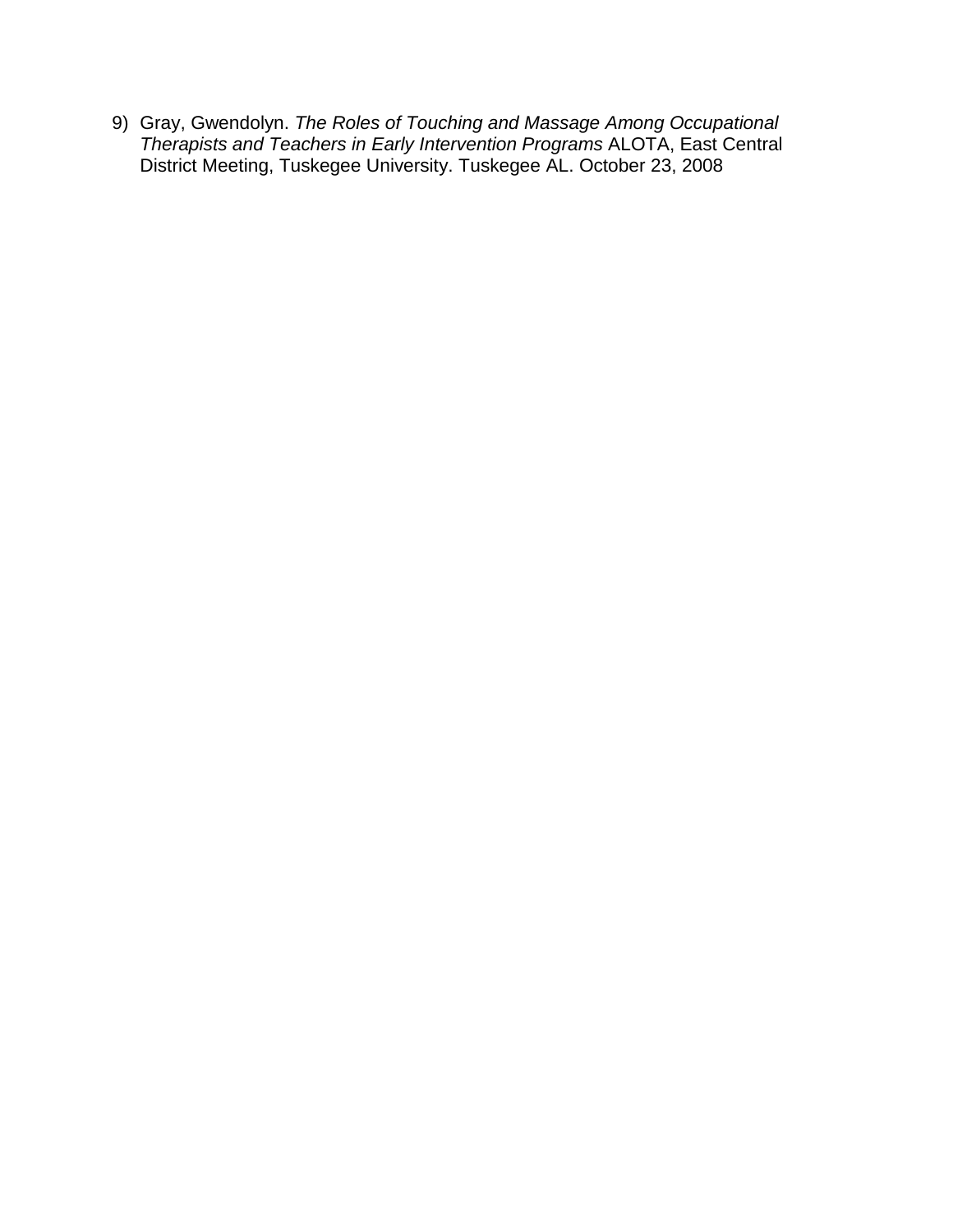9) Gray, Gwendolyn. *The Roles of Touching and Massage Among Occupational Therapists and Teachers in Early Intervention Programs* ALOTA, East Central District Meeting, Tuskegee University. Tuskegee AL. October 23, 2008